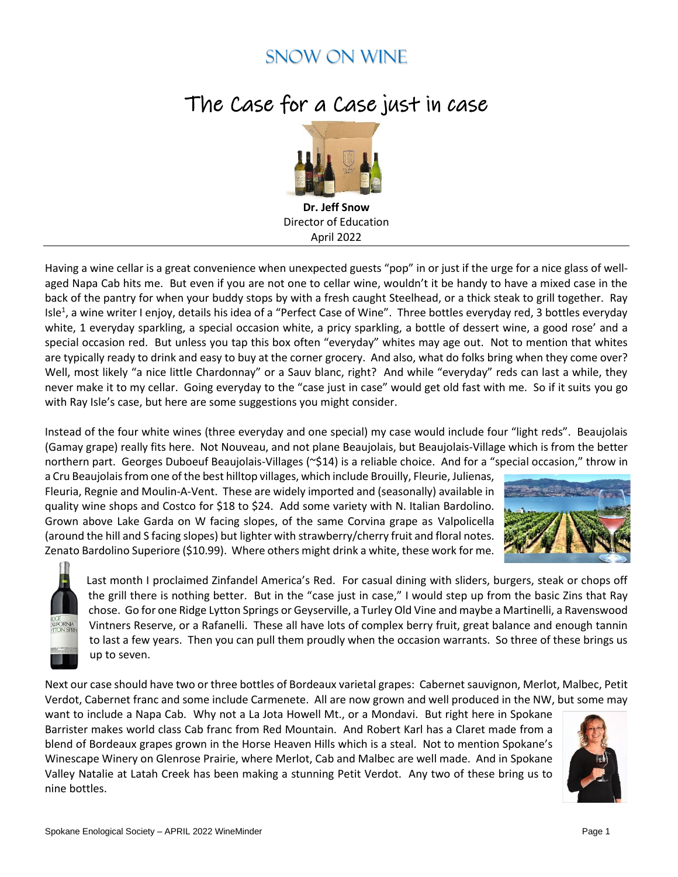# SNOW ON WINE

# The Case for a Case just in case

**Dr. Jeff Snow**
Director of Education
April 2022

---

Having a wine cellar is a great convenience when unexpected guests "pop" in or just if the urge for a nice glass of well-aged Napa Cab hits me. But even if you are not one to cellar wine, wouldn't it be handy to have a mixed case in the back of the pantry for when your buddy stops by with a fresh caught Steelhead, or a thick steak to grill together. Ray Isle[1], a wine writer I enjoy, details his idea of a "Perfect Case of Wine". Three bottles everyday red, 3 bottles everyday white, 1 everyday sparkling, a special occasion white, a pricy sparkling, a bottle of dessert wine, a good rose' and a special occasion red. But unless you tap this box often "everyday" whites may age out. Not to mention that whites are typically ready to drink and easy to buy at the corner grocery. And also, what do folks bring when they come over? Well, most likely "a nice little Chardonnay" or a Sauv blanc, right? And while "everyday" reds can last a while, they never make it to my cellar. Going everyday to the "case just in case" would get old fast with me. So if it suits you go with Ray Isle's case, but here are some suggestions you might consider.

Instead of the four white wines (three everyday and one special) my case would include four "light reds". Beaujolais (Gamay grape) really fits here. Not Nouveau, and not plane Beaujolais, but Beaujolais-Village which is from the better northern part. Georges Duboeuf Beaujolais-Villages (~$14) is a reliable choice. And for a "special occasion," throw in a Cru Beaujolais from one of the best hilltop villages, which include Brouilly, Fleurie, Julienas, Fleuria, Regnie and Moulin-A-Vent. These are widely imported and (seasonally) available in quality wine shops and Costco for $18 to $24. Add some variety with N. Italian Bardolino. Grown above Lake Garda on W facing slopes, of the same Corvina grape as Valpolicella (around the hill and S facing slopes) but lighter with strawberry/cherry fruit and floral notes. Zenato Bardolino Superiore ($10.99). Where others might drink a white, these work for me.

Last month I proclaimed Zinfandel America's Red. For casual dining with sliders, burgers, steak or chops off the grill there is nothing better. But in the "case just in case," I would step up from the basic Zins that Ray chose. Go for one Ridge Lytton Springs or Geyserville, a Turley Old Vine and maybe a Martinelli, a Ravenswood Vintners Reserve, or a Rafanelli. These all have lots of complex berry fruit, great balance and enough tannin to last a few years. Then you can pull them proudly when the occasion warrants. So three of these brings us up to seven.

Next our case should have two or three bottles of Bordeaux varietal grapes: Cabernet sauvignon, Merlot, Malbec, Petit Verdot, Cabernet franc and some include Carmenete. All are now grown and well produced in the NW, but some may want to include a Napa Cab. Why not a La Jota Howell Mt., or a Mondavi. But right here in Spokane Barrister makes world class Cab franc from Red Mountain. And Robert Karl has a Claret made from a blend of Bordeaux grapes grown in the Horse Heaven Hills which is a steal. Not to mention Spokane's Winescape Winery on Glenrose Prairie, where Merlot, Cab and Malbec are well made. And in Spokane Valley Natalie at Latah Creek has been making a stunning Petit Verdot. Any two of these bring us to nine bottles.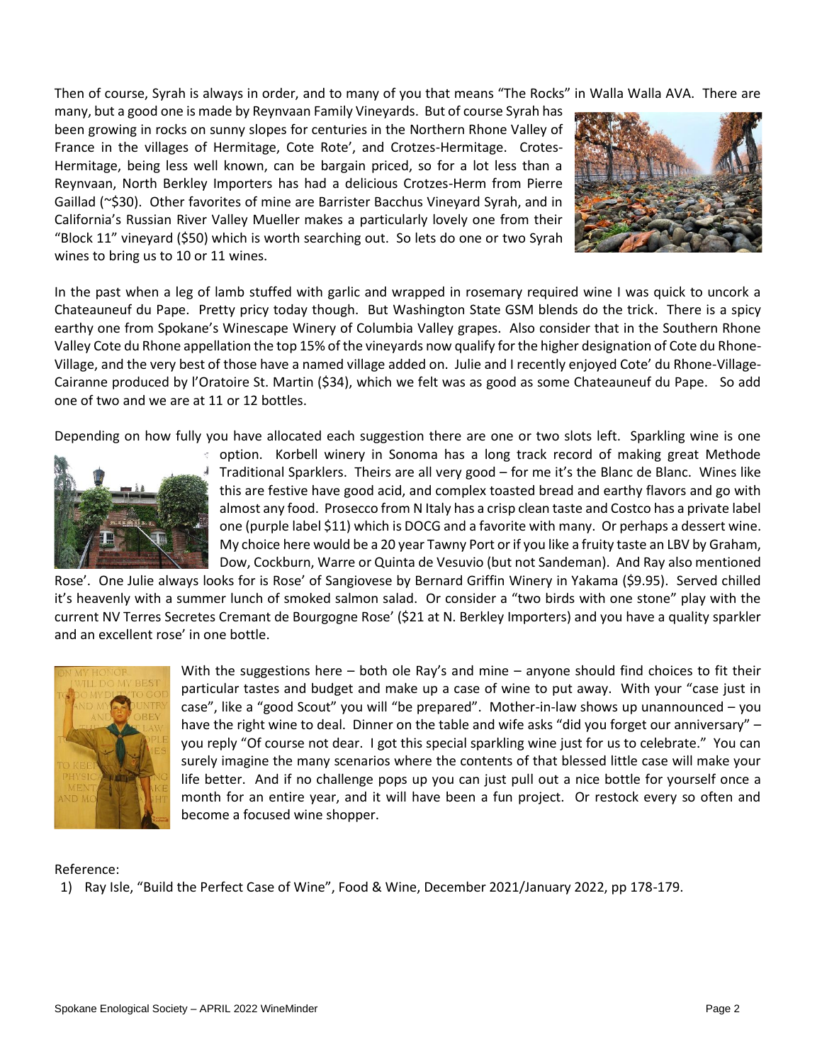Then of course, Syrah is always in order, and to many of you that means "The Rocks" in Walla Walla AVA. There are many, but a good one is made by Reynvaan Family Vineyards. But of course Syrah has been growing in rocks on sunny slopes for centuries in the Northern Rhone Valley of France in the villages of Hermitage, Cote Rote', and Crotzes-Hermitage. Crotes-Hermitage, being less well known, can be bargain priced, so for a lot less than a Reynvaan, North Berkley Importers has had a delicious Crotzes-Herm from Pierre Gaillad (~$30). Other favorites of mine are Barrister Bacchus Vineyard Syrah, and in California's Russian River Valley Mueller makes a particularly lovely one from their "Block 11" vineyard ($50) which is worth searching out. So lets do one or two Syrah wines to bring us to 10 or 11 wines.

In the past when a leg of lamb stuffed with garlic and wrapped in rosemary required wine I was quick to uncork a Chateauneuf du Pape. Pretty pricy today though. But Washington State GSM blends do the trick. There is a spicy earthy one from Spokane's Winescape Winery of Columbia Valley grapes. Also consider that in the Southern Rhone Valley Cote du Rhone appellation the top 15% of the vineyards now qualify for the higher designation of Cote du Rhone-Village, and the very best of those have a named village added on. Julie and I recently enjoyed Cote' du Rhone-Village-Cairanne produced by l'Oratoire St. Martin ($34), which we felt was as good as some Chateauneuf du Pape. So add one of two and we are at 11 or 12 bottles.

Depending on how fully you have allocated each suggestion there are one or two slots left. Sparkling wine is one option. Korbell winery in Sonoma has a long track record of making great Methode Traditional Sparklers. Theirs are all very good – for me it's the Blanc de Blanc. Wines like this are festive have good acid, and complex toasted bread and earthy flavors and go with almost any food. Prosecco from N Italy has a crisp clean taste and Costco has a private label one (purple label $11) which is DOCG and a favorite with many. Or perhaps a dessert wine. My choice here would be a 20 year Tawny Port or if you like a fruity taste an LBV by Graham, Dow, Cockburn, Warre or Quinta de Vesuvio (but not Sandeman). And Ray also mentioned Rose'. One Julie always looks for is Rose' of Sangiovese by Bernard Griffin Winery in Yakama ($9.95). Served chilled it's heavenly with a summer lunch of smoked salmon salad. Or consider a "two birds with one stone" play with the current NV Terres Secretes Cremant de Bourgogne Rose' ($21 at N. Berkley Importers) and you have a quality sparkler and an excellent rose' in one bottle.

With the suggestions here – both ole Ray's and mine – anyone should find choices to fit their particular tastes and budget and make up a case of wine to put away. With your "case just in case", like a "good Scout" you will "be prepared". Mother-in-law shows up unannounced – you have the right wine to deal. Dinner on the table and wife asks "did you forget our anniversary" – you reply "Of course not dear. I got this special sparkling wine just for us to celebrate." You can surely imagine the many scenarios where the contents of that blessed little case will make your life better. And if no challenge pops up you can just pull out a nice bottle for yourself once a month for an entire year, and it will have been a fun project. Or restock every so often and become a focused wine shopper.

Reference:

1) Ray Isle, "Build the Perfect Case of Wine", Food & Wine, December 2021/January 2022, pp 178-179.